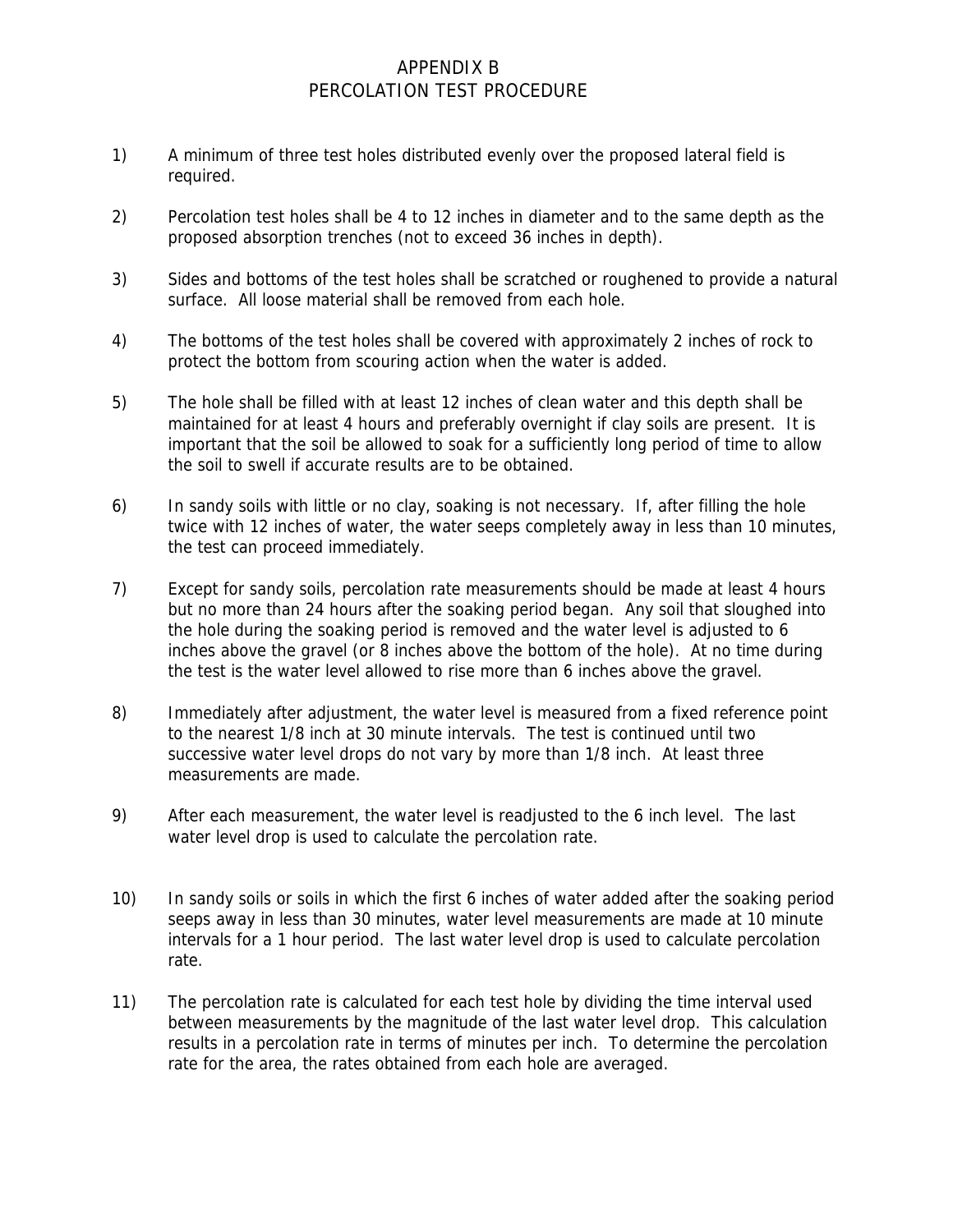# APPENDIX B
## PERCOLATION TEST PROCEDURE

1) A minimum of three test holes distributed evenly over the proposed lateral field is required.

2) Percolation test holes shall be 4 to 12 inches in diameter and to the same depth as the proposed absorption trenches (not to exceed 36 inches in depth).

3) Sides and bottoms of the test holes shall be scratched or roughened to provide a natural surface. All loose material shall be removed from each hole.

4) The bottoms of the test holes shall be covered with approximately 2 inches of rock to protect the bottom from scouring action when the water is added.

5) The hole shall be filled with at least 12 inches of clean water and this depth shall be maintained for at least 4 hours and preferably overnight if clay soils are present. It is important that the soil be allowed to soak for a sufficiently long period of time to allow the soil to swell if accurate results are to be obtained.

6) In sandy soils with little or no clay, soaking is not necessary. If, after filling the hole twice with 12 inches of water, the water seeps completely away in less than 10 minutes, the test can proceed immediately.

7) Except for sandy soils, percolation rate measurements should be made at least 4 hours but no more than 24 hours after the soaking period began. Any soil that sloughed into the hole during the soaking period is removed and the water level is adjusted to 6 inches above the gravel (or 8 inches above the bottom of the hole). At no time during the test is the water level allowed to rise more than 6 inches above the gravel.

8) Immediately after adjustment, the water level is measured from a fixed reference point to the nearest 1/8 inch at 30 minute intervals. The test is continued until two successive water level drops do not vary by more than 1/8 inch. At least three measurements are made.

9) After each measurement, the water level is readjusted to the 6 inch level. The last water level drop is used to calculate the percolation rate.

10) In sandy soils or soils in which the first 6 inches of water added after the soaking period seeps away in less than 30 minutes, water level measurements are made at 10 minute intervals for a 1 hour period. The last water level drop is used to calculate percolation rate.

11) The percolation rate is calculated for each test hole by dividing the time interval used between measurements by the magnitude of the last water level drop. This calculation results in a percolation rate in terms of minutes per inch. To determine the percolation rate for the area, the rates obtained from each hole are averaged.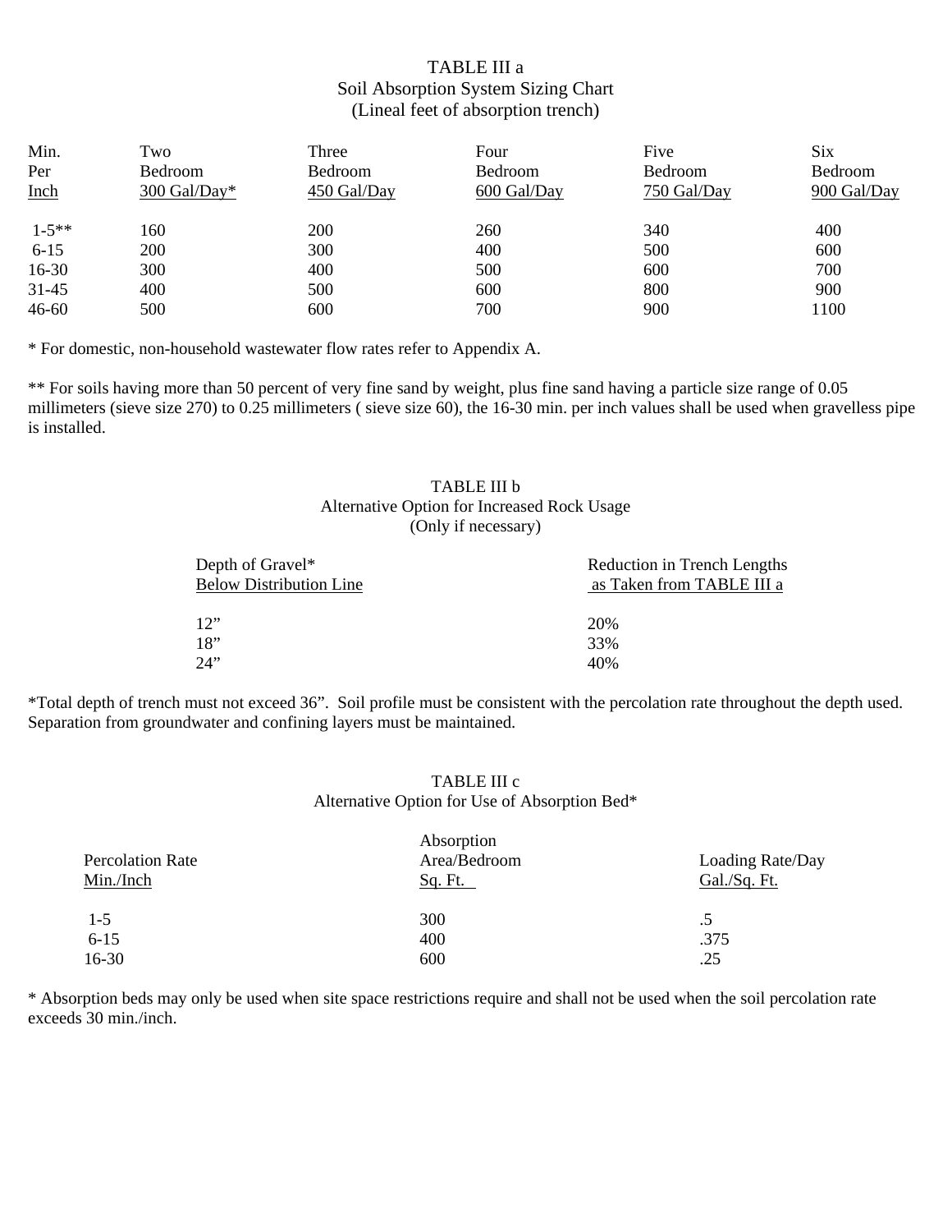# TABLE III a
## Soil Absorption System Sizing Chart
### (Lineal feet of absorption trench)

| Min. Per Inch | Two Bedroom 300 Gal/Day* | Three Bedroom 450 Gal/Day | Four Bedroom 600 Gal/Day | Five Bedroom 750 Gal/Day | Six Bedroom 900 Gal/Day |
|---|---|---|---|---|---|
| 1-5** | 160 | 200 | 260 | 340 | 400 |
| 6-15 | 200 | 300 | 400 | 500 | 600 |
| 16-30 | 300 | 400 | 500 | 600 | 700 |
| 31-45 | 400 | 500 | 600 | 800 | 900 |
| 46-60 | 500 | 600 | 700 | 900 | 1100 |

* For domestic, non-household wastewater flow rates refer to Appendix A.

** For soils having more than 50 percent of very fine sand by weight, plus fine sand having a particle size range of 0.05 millimeters (sieve size 270) to 0.25 millimeters ( sieve size 60), the 16-30 min. per inch values shall be used when gravelless pipe is installed.

# TABLE III b
## Alternative Option for Increased Rock Usage
### (Only if necessary)

| Depth of Gravel* Below Distribution Line | Reduction in Trench Lengths as Taken from TABLE III a |
|---|---|
| 12" | 20% |
| 18" | 33% |
| 24" | 40% |

*Total depth of trench must not exceed 36". Soil profile must be consistent with the percolation rate throughout the depth used. Separation from groundwater and confining layers must be maintained.

# TABLE III c
## Alternative Option for Use of Absorption Bed*

| Percolation Rate Min./Inch | Absorption Area/Bedroom Sq. Ft. | Loading Rate/Day Gal./Sq. Ft. |
|---|---|---|
| 1-5 | 300 | .5 |
| 6-15 | 400 | .375 |
| 16-30 | 600 | .25 |

* Absorption beds may only be used when site space restrictions require and shall not be used when the soil percolation rate exceeds 30 min./inch.